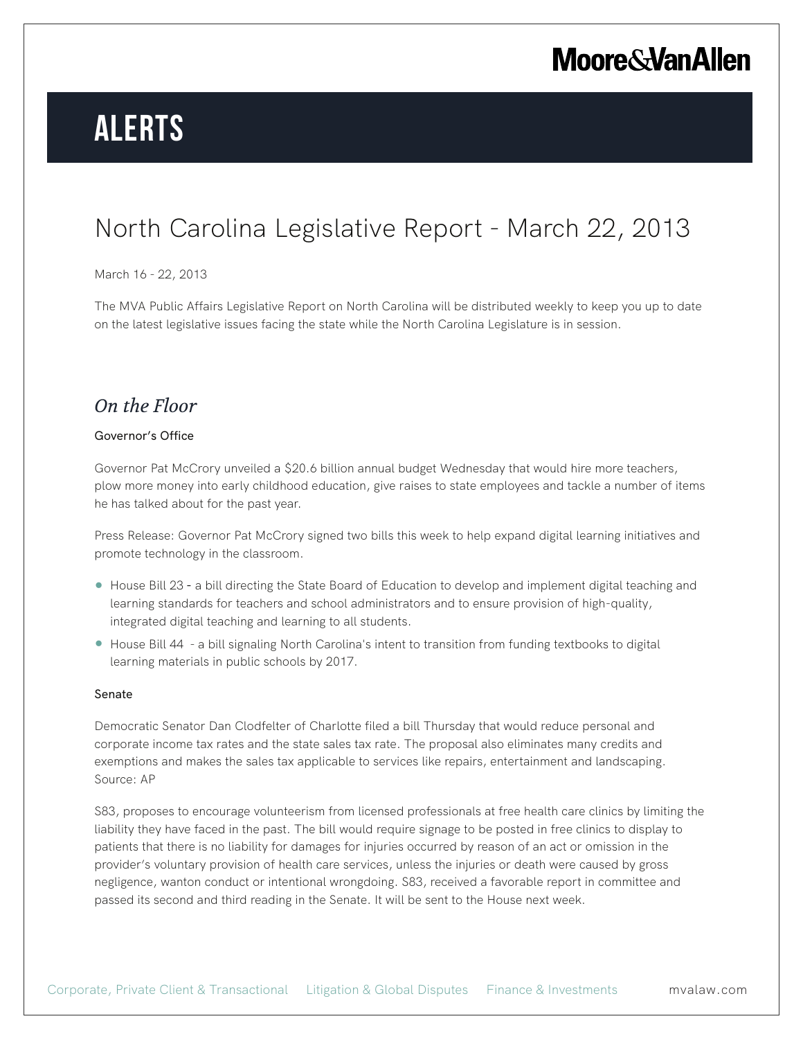# ALERTS

## North Carolina Legislative Report - March 22, 2013

March 16 - 22, 2013

The MVA Public Affairs Legislative Report on North Carolina will be distributed weekly to keep you up to date on the latest legislative issues facing the state while the North Carolina Legislature is in session.

## *On the Floor*

### Governor's Office

Governor Pat McCrory unveiled a $20.6 billion annual budget Wednesday that would hire more teachers, plow more money into early childhood education, give raises to state employees and tackle a number of items he has talked about for the past year.

Press Release: Governor Pat McCrory signed two bills this week to help expand digital learning initiatives and promote technology in the classroom.

- House Bill 23 - a bill directing the State Board of Education to develop and implement digital teaching and learning standards for teachers and school administrators and to ensure provision of high-quality, integrated digital teaching and learning to all students.
- House Bill 44 - a bill signaling North Carolina's intent to transition from funding textbooks to digital learning materials in public schools by 2017.

### Senate

Democratic Senator Dan Clodfelter of Charlotte filed a bill Thursday that would reduce personal and corporate income tax rates and the state sales tax rate. The proposal also eliminates many credits and exemptions and makes the sales tax applicable to services like repairs, entertainment and landscaping. Source: AP

S83, proposes to encourage volunteerism from licensed professionals at free health care clinics by limiting the liability they have faced in the past. The bill would require signage to be posted in free clinics to display to patients that there is no liability for damages for injuries occurred by reason of an act or omission in the provider's voluntary provision of health care services, unless the injuries or death were caused by gross negligence, wanton conduct or intentional wrongdoing. S83, received a favorable report in committee and passed its second and third reading in the Senate. It will be sent to the House next week.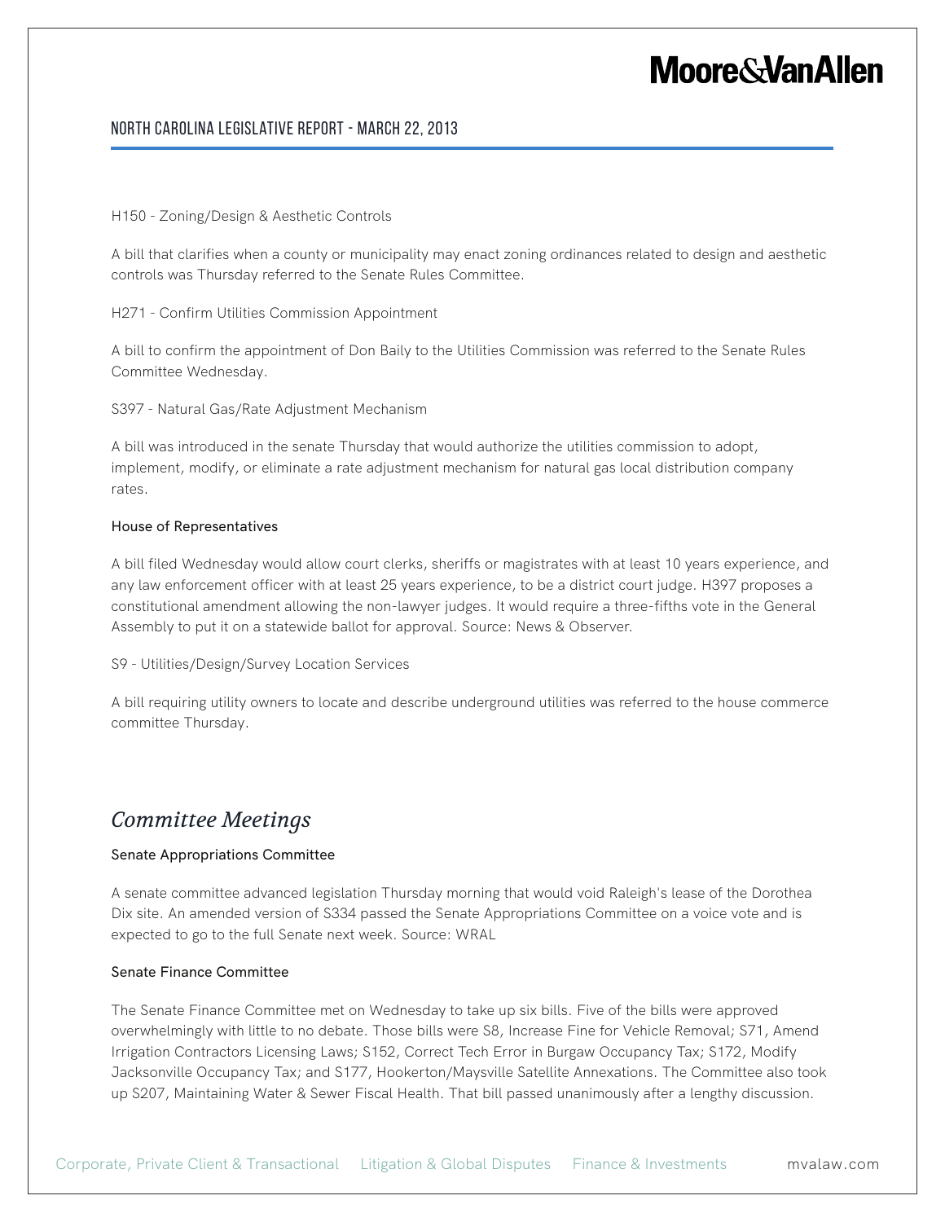H150 - Zoning/Design & Aesthetic Controls

A bill that clarifies when a county or municipality may enact zoning ordinances related to design and aesthetic controls was Thursday referred to the Senate Rules Committee.

H271 - Confirm Utilities Commission Appointment

A bill to confirm the appointment of Don Baily to the Utilities Commission was referred to the Senate Rules Committee Wednesday.

S397 - Natural Gas/Rate Adjustment Mechanism

A bill was introduced in the senate Thursday that would authorize the utilities commission to adopt, implement, modify, or eliminate a rate adjustment mechanism for natural gas local distribution company rates.

### House of Representatives

A bill filed Wednesday would allow court clerks, sheriffs or magistrates with at least 10 years experience, and any law enforcement officer with at least 25 years experience, to be a district court judge. H397 proposes a constitutional amendment allowing the non-lawyer judges. It would require a three-fifths vote in the General Assembly to put it on a statewide ballot for approval. Source: News & Observer.

S9 - Utilities/Design/Survey Location Services

A bill requiring utility owners to locate and describe underground utilities was referred to the house commerce committee Thursday.

## *Committee Meetings*

### Senate Appropriations Committee

A senate committee advanced legislation Thursday morning that would void Raleigh's lease of the Dorothea Dix site. An amended version of S334 passed the Senate Appropriations Committee on a voice vote and is expected to go to the full Senate next week. Source: WRAL

### Senate Finance Committee

The Senate Finance Committee met on Wednesday to take up six bills. Five of the bills were approved overwhelmingly with little to no debate. Those bills were S8, Increase Fine for Vehicle Removal; S71, Amend Irrigation Contractors Licensing Laws; S152, Correct Tech Error in Burgaw Occupancy Tax; S172, Modify Jacksonville Occupancy Tax; and S177, Hookerton/Maysville Satellite Annexations. The Committee also took up S207, Maintaining Water & Sewer Fiscal Health. That bill passed unanimously after a lengthy discussion.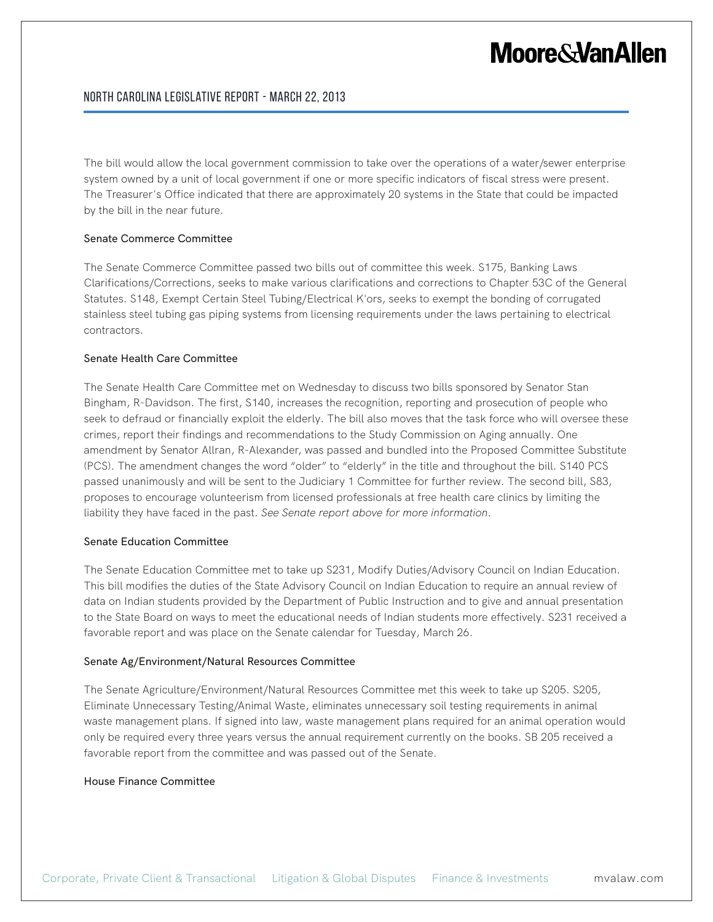The bill would allow the local government commission to take over the operations of a water/sewer enterprise system owned by a unit of local government if one or more specific indicators of fiscal stress were present. The Treasurer's Office indicated that there are approximately 20 systems in the State that could be impacted by the bill in the near future.

### Senate Commerce Committee

The Senate Commerce Committee passed two bills out of committee this week. S175, Banking Laws Clarifications/Corrections, seeks to make various clarifications and corrections to Chapter 53C of the General Statutes. S148, Exempt Certain Steel Tubing/Electrical K'ors, seeks to exempt the bonding of corrugated stainless steel tubing gas piping systems from licensing requirements under the laws pertaining to electrical contractors.

### Senate Health Care Committee

The Senate Health Care Committee met on Wednesday to discuss two bills sponsored by Senator Stan Bingham, R-Davidson. The first, S140, increases the recognition, reporting and prosecution of people who seek to defraud or financially exploit the elderly. The bill also moves that the task force who will oversee these crimes, report their findings and recommendations to the Study Commission on Aging annually. One amendment by Senator Allran, R-Alexander, was passed and bundled into the Proposed Committee Substitute (PCS). The amendment changes the word "older" to "elderly" in the title and throughout the bill. S140 PCS passed unanimously and will be sent to the Judiciary 1 Committee for further review. The second bill, S83, proposes to encourage volunteerism from licensed professionals at free health care clinics by limiting the liability they have faced in the past. *See Senate report above for more information*.

### Senate Education Committee

The Senate Education Committee met to take up S231, Modify Duties/Advisory Council on Indian Education. This bill modifies the duties of the State Advisory Council on Indian Education to require an annual review of data on Indian students provided by the Department of Public Instruction and to give and annual presentation to the State Board on ways to meet the educational needs of Indian students more effectively. S231 received a favorable report and was place on the Senate calendar for Tuesday, March 26.

### Senate Ag/Environment/Natural Resources Committee

The Senate Agriculture/Environment/Natural Resources Committee met this week to take up S205. S205, Eliminate Unnecessary Testing/Animal Waste, eliminates unnecessary soil testing requirements in animal waste management plans. If signed into law, waste management plans required for an animal operation would only be required every three years versus the annual requirement currently on the books. SB 205 received a favorable report from the committee and was passed out of the Senate.

### House Finance Committee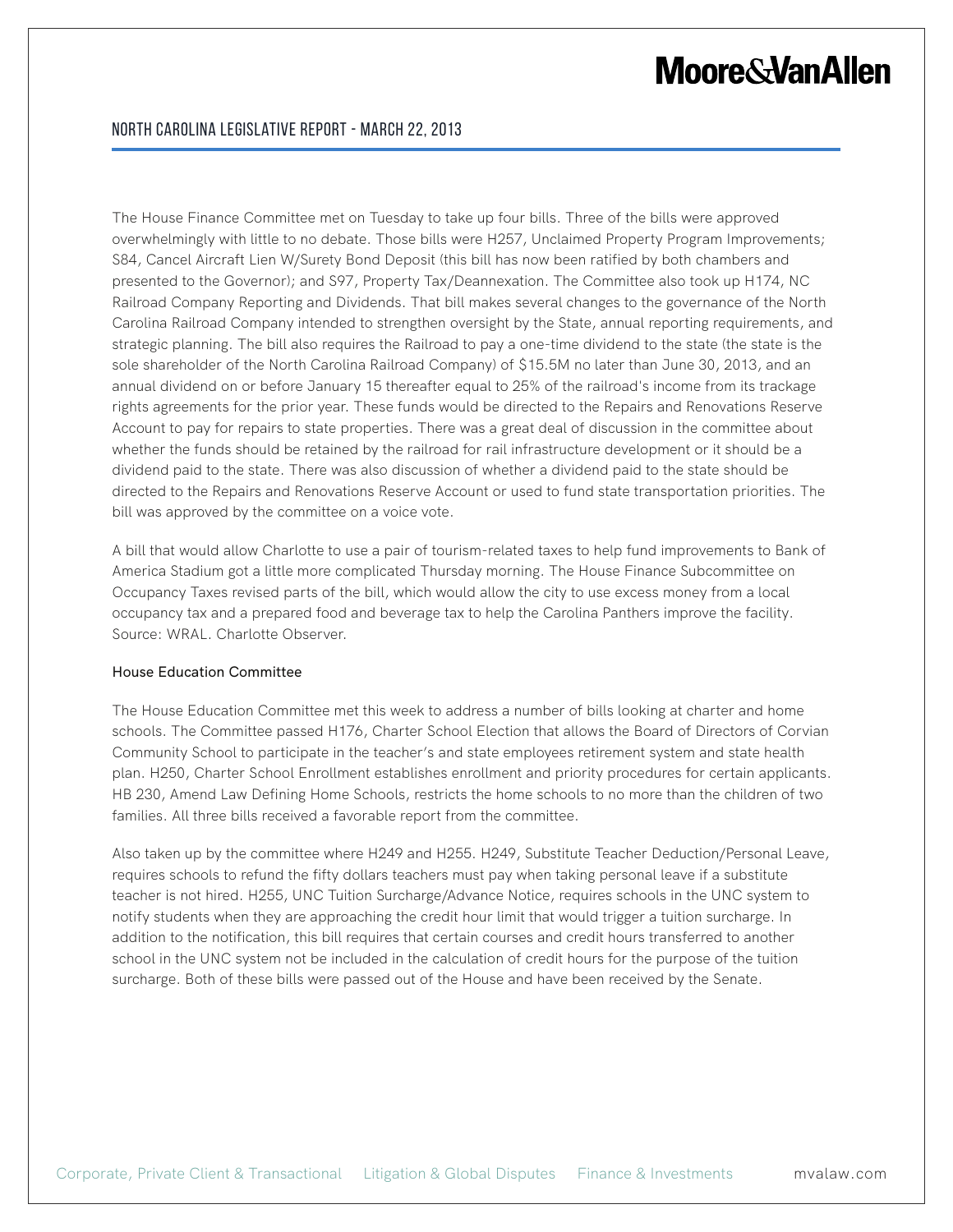The House Finance Committee met on Tuesday to take up four bills. Three of the bills were approved overwhelmingly with little to no debate. Those bills were H257, Unclaimed Property Program Improvements; S84, Cancel Aircraft Lien W/Surety Bond Deposit (this bill has now been ratified by both chambers and presented to the Governor); and S97, Property Tax/Deannexation. The Committee also took up H174, NC Railroad Company Reporting and Dividends. That bill makes several changes to the governance of the North Carolina Railroad Company intended to strengthen oversight by the State, annual reporting requirements, and strategic planning. The bill also requires the Railroad to pay a one-time dividend to the state (the state is the sole shareholder of the North Carolina Railroad Company) of $15.5M no later than June 30, 2013, and an annual dividend on or before January 15 thereafter equal to 25% of the railroad's income from its trackage rights agreements for the prior year. These funds would be directed to the Repairs and Renovations Reserve Account to pay for repairs to state properties. There was a great deal of discussion in the committee about whether the funds should be retained by the railroad for rail infrastructure development or it should be a dividend paid to the state. There was also discussion of whether a dividend paid to the state should be directed to the Repairs and Renovations Reserve Account or used to fund state transportation priorities. The bill was approved by the committee on a voice vote.

A bill that would allow Charlotte to use a pair of tourism-related taxes to help fund improvements to Bank of America Stadium got a little more complicated Thursday morning. The House Finance Subcommittee on Occupancy Taxes revised parts of the bill, which would allow the city to use excess money from a local occupancy tax and a prepared food and beverage tax to help the Carolina Panthers improve the facility. Source: WRAL. Charlotte Observer.

**House Education Committee**

The House Education Committee met this week to address a number of bills looking at charter and home schools. The Committee passed H176, Charter School Election that allows the Board of Directors of Corvian Community School to participate in the teacher's and state employees retirement system and state health plan. H250, Charter School Enrollment establishes enrollment and priority procedures for certain applicants. HB 230, Amend Law Defining Home Schools, restricts the home schools to no more than the children of two families. All three bills received a favorable report from the committee.

Also taken up by the committee where H249 and H255. H249, Substitute Teacher Deduction/Personal Leave, requires schools to refund the fifty dollars teachers must pay when taking personal leave if a substitute teacher is not hired. H255, UNC Tuition Surcharge/Advance Notice, requires schools in the UNC system to notify students when they are approaching the credit hour limit that would trigger a tuition surcharge. In addition to the notification, this bill requires that certain courses and credit hours transferred to another school in the UNC system not be included in the calculation of credit hours for the purpose of the tuition surcharge. Both of these bills were passed out of the House and have been received by the Senate.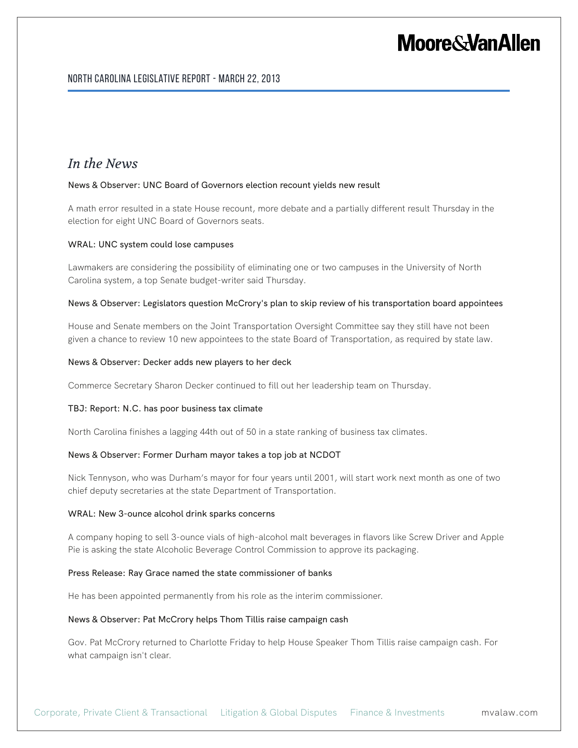## *In the News*

News & Observer: UNC Board of Governors election recount yields new result

A math error resulted in a state House recount, more debate and a partially different result Thursday in the election for eight UNC Board of Governors seats.

WRAL: UNC system could lose campuses

Lawmakers are considering the possibility of eliminating one or two campuses in the University of North Carolina system, a top Senate budget-writer said Thursday.

News & Observer: Legislators question McCrory's plan to skip review of his transportation board appointees

House and Senate members on the Joint Transportation Oversight Committee say they still have not been given a chance to review 10 new appointees to the state Board of Transportation, as required by state law.

News & Observer: Decker adds new players to her deck

Commerce Secretary Sharon Decker continued to fill out her leadership team on Thursday.

TBJ: Report: N.C. has poor business tax climate

North Carolina finishes a lagging 44th out of 50 in a state ranking of business tax climates.

News & Observer: Former Durham mayor takes a top job at NCDOT

Nick Tennyson, who was Durham's mayor for four years until 2001, will start work next month as one of two chief deputy secretaries at the state Department of Transportation.

WRAL: New 3-ounce alcohol drink sparks concerns

A company hoping to sell 3-ounce vials of high-alcohol malt beverages in flavors like Screw Driver and Apple Pie is asking the state Alcoholic Beverage Control Commission to approve its packaging.

Press Release: Ray Grace named the state commissioner of banks

He has been appointed permanently from his role as the interim commissioner.

News & Observer: Pat McCrory helps Thom Tillis raise campaign cash

Gov. Pat McCrory returned to Charlotte Friday to help House Speaker Thom Tillis raise campaign cash. For what campaign isn't clear.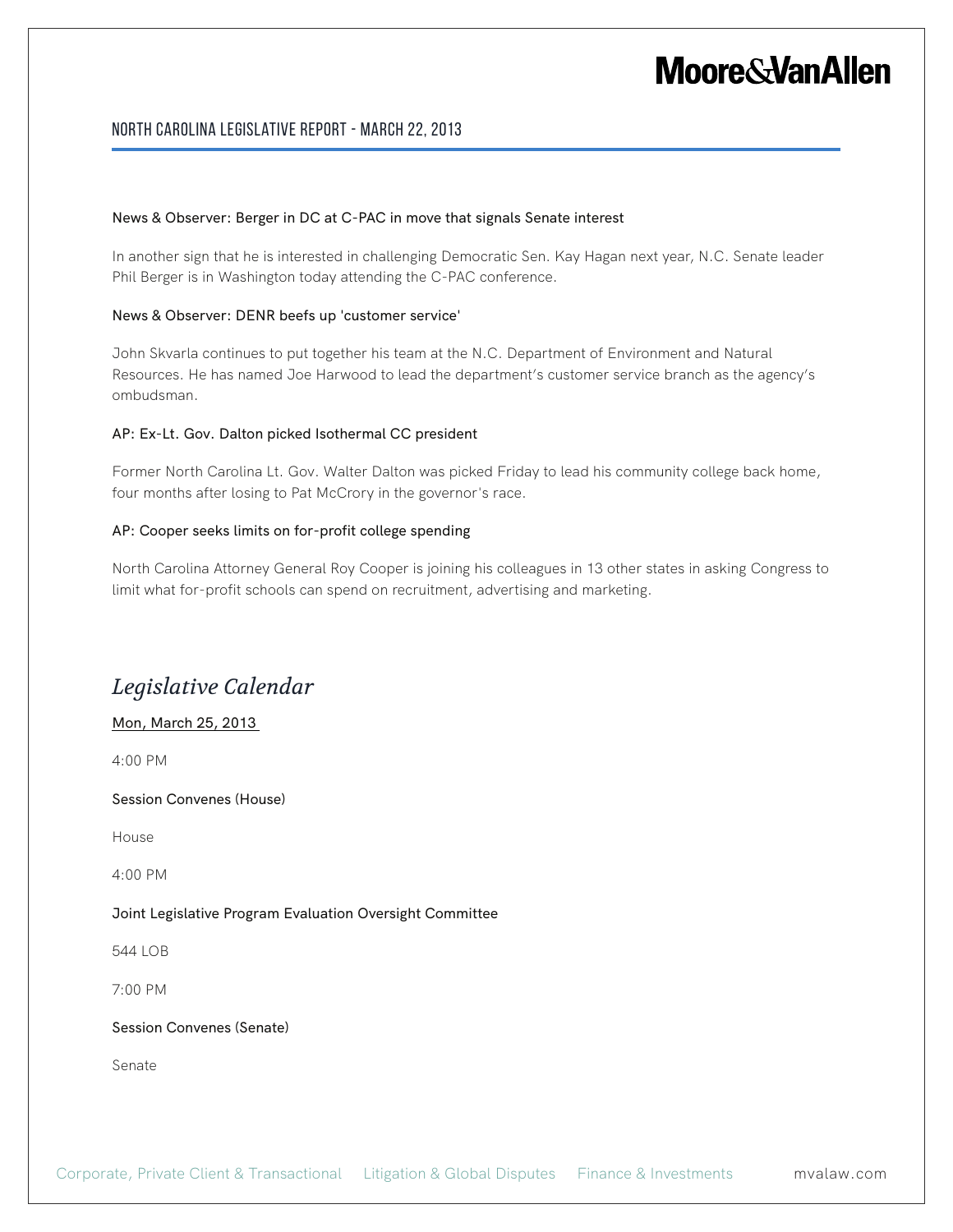News & Observer: Berger in DC at C-PAC in move that signals Senate interest

In another sign that he is interested in challenging Democratic Sen. Kay Hagan next year, N.C. Senate leader Phil Berger is in Washington today attending the C-PAC conference.

News & Observer: DENR beefs up 'customer service'

John Skvarla continues to put together his team at the N.C. Department of Environment and Natural Resources. He has named Joe Harwood to lead the department's customer service branch as the agency's ombudsman.

AP: Ex-Lt. Gov. Dalton picked Isothermal CC president

Former North Carolina Lt. Gov. Walter Dalton was picked Friday to lead his community college back home, four months after losing to Pat McCrory in the governor's race.

AP: Cooper seeks limits on for-profit college spending

North Carolina Attorney General Roy Cooper is joining his colleagues in 13 other states in asking Congress to limit what for-profit schools can spend on recruitment, advertising and marketing.

## *Legislative Calendar*

Mon, March 25, 2013

4:00 PM

Session Convenes (House)

House

4:00 PM

Joint Legislative Program Evaluation Oversight Committee

544 LOB

7:00 PM

Session Convenes (Senate)

Senate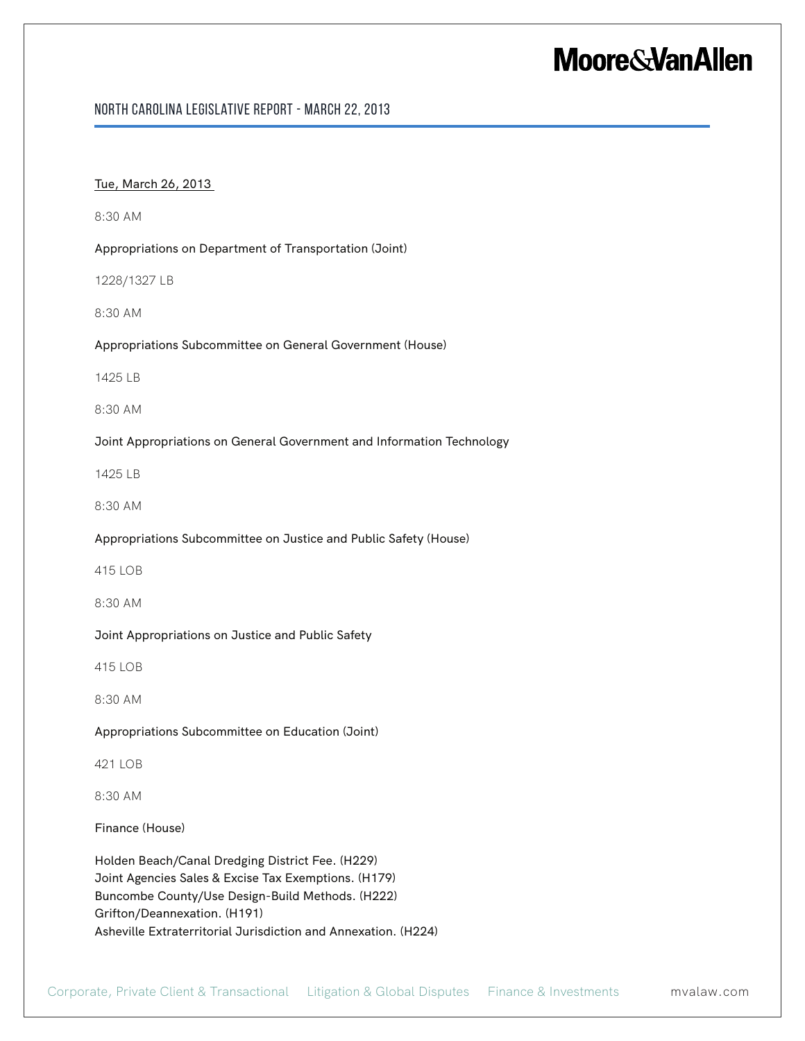Tue, March 26, 2013

8:30 AM

Appropriations on Department of Transportation (Joint)

1228/1327 LB

8:30 AM

Appropriations Subcommittee on General Government (House)

1425 LB

8:30 AM

Joint Appropriations on General Government and Information Technology

1425 LB

8:30 AM

Appropriations Subcommittee on Justice and Public Safety (House)

415 LOB

8:30 AM

Joint Appropriations on Justice and Public Safety

415 LOB

8:30 AM

Appropriations Subcommittee on Education (Joint)

421 LOB

8:30 AM

Finance (House)

Holden Beach/Canal Dredging District Fee. (H229)
Joint Agencies Sales & Excise Tax Exemptions. (H179)
Buncombe County/Use Design-Build Methods. (H222)
Grifton/Deannexation. (H191)
Asheville Extraterritorial Jurisdiction and Annexation. (H224)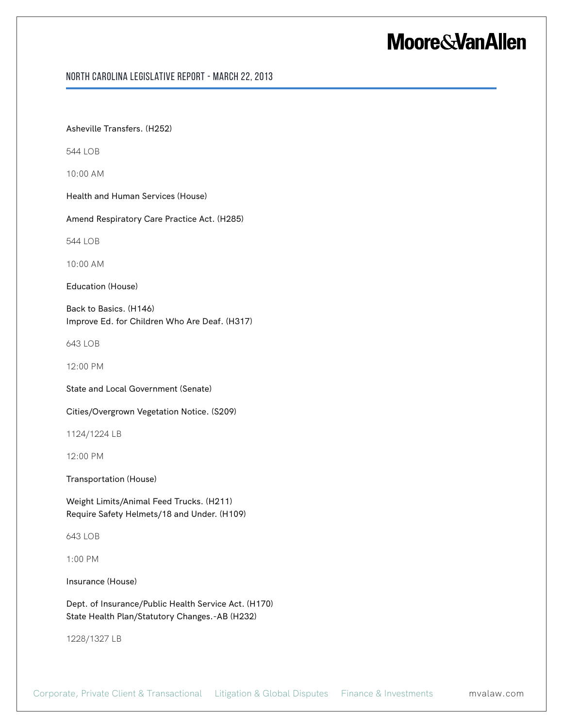Asheville Transfers. (H252)

544 LOB

10:00 AM

Health and Human Services (House)

Amend Respiratory Care Practice Act. (H285)

544 LOB

10:00 AM

Education (House)

Back to Basics. (H146)
Improve Ed. for Children Who Are Deaf. (H317)

643 LOB

12:00 PM

State and Local Government (Senate)

Cities/Overgrown Vegetation Notice. (S209)

1124/1224 LB

12:00 PM

Transportation (House)

Weight Limits/Animal Feed Trucks. (H211)
Require Safety Helmets/18 and Under. (H109)

643 LOB

1:00 PM

Insurance (House)

Dept. of Insurance/Public Health Service Act. (H170)
State Health Plan/Statutory Changes.-AB (H232)

1228/1327 LB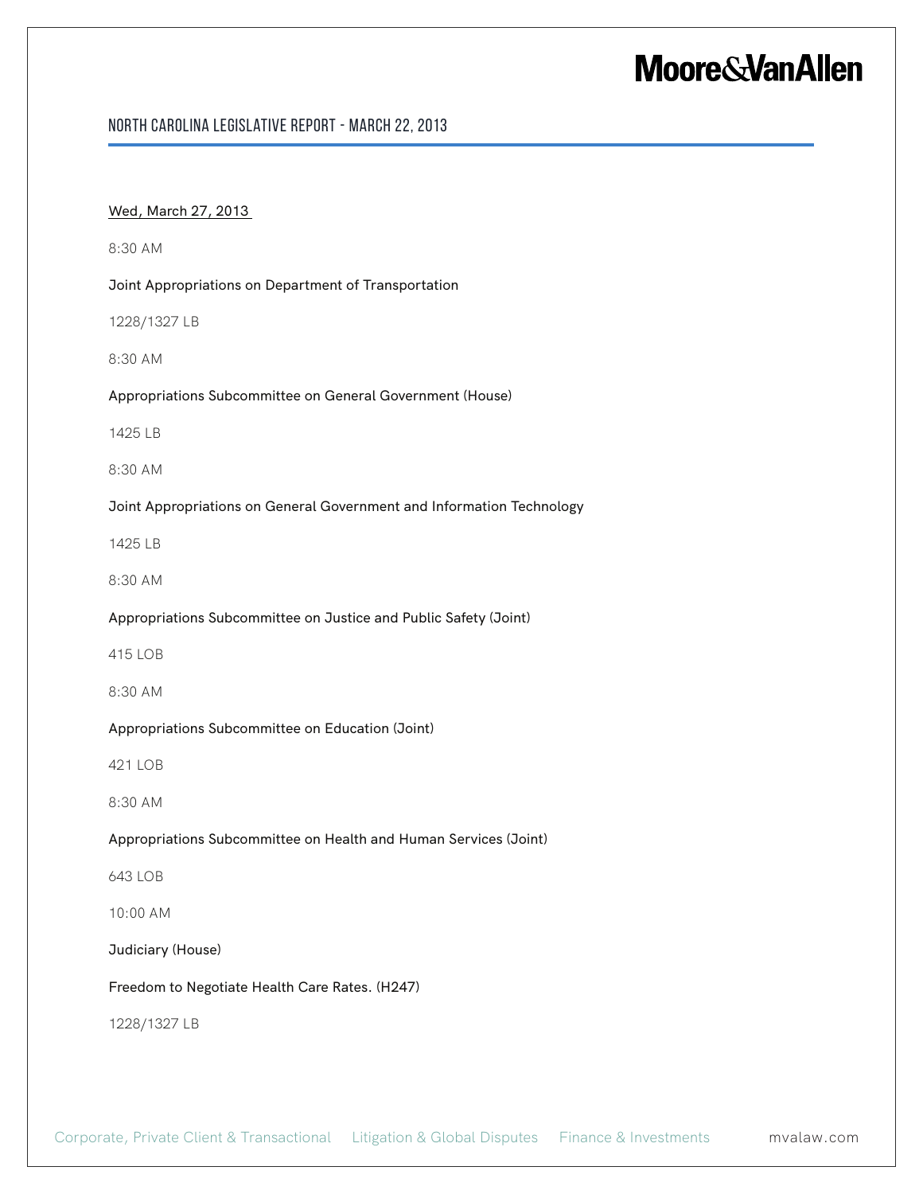Wed, March 27, 2013

8:30 AM

Joint Appropriations on Department of Transportation

1228/1327 LB

8:30 AM

Appropriations Subcommittee on General Government (House)

1425 LB

8:30 AM

Joint Appropriations on General Government and Information Technology

1425 LB

8:30 AM

Appropriations Subcommittee on Justice and Public Safety (Joint)

415 LOB

8:30 AM

Appropriations Subcommittee on Education (Joint)

421 LOB

8:30 AM

Appropriations Subcommittee on Health and Human Services (Joint)

643 LOB

10:00 AM

Judiciary (House)

Freedom to Negotiate Health Care Rates. (H247)

1228/1327 LB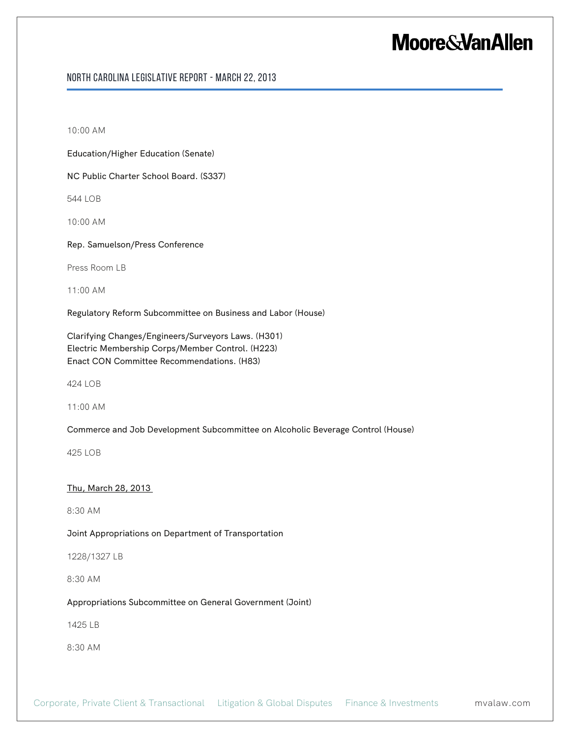10:00 AM

Education/Higher Education (Senate)

NC Public Charter School Board. (S337)

544 LOB

10:00 AM

Rep. Samuelson/Press Conference

Press Room LB

11:00 AM

Regulatory Reform Subcommittee on Business and Labor (House)

Clarifying Changes/Engineers/Surveyors Laws. (H301)
Electric Membership Corps/Member Control. (H223)
Enact CON Committee Recommendations. (H83)

424 LOB

11:00 AM

Commerce and Job Development Subcommittee on Alcoholic Beverage Control (House)

425 LOB

<u>Thu, March 28, 2013</u>

8:30 AM

Joint Appropriations on Department of Transportation

1228/1327 LB

8:30 AM

Appropriations Subcommittee on General Government (Joint)

1425 LB

8:30 AM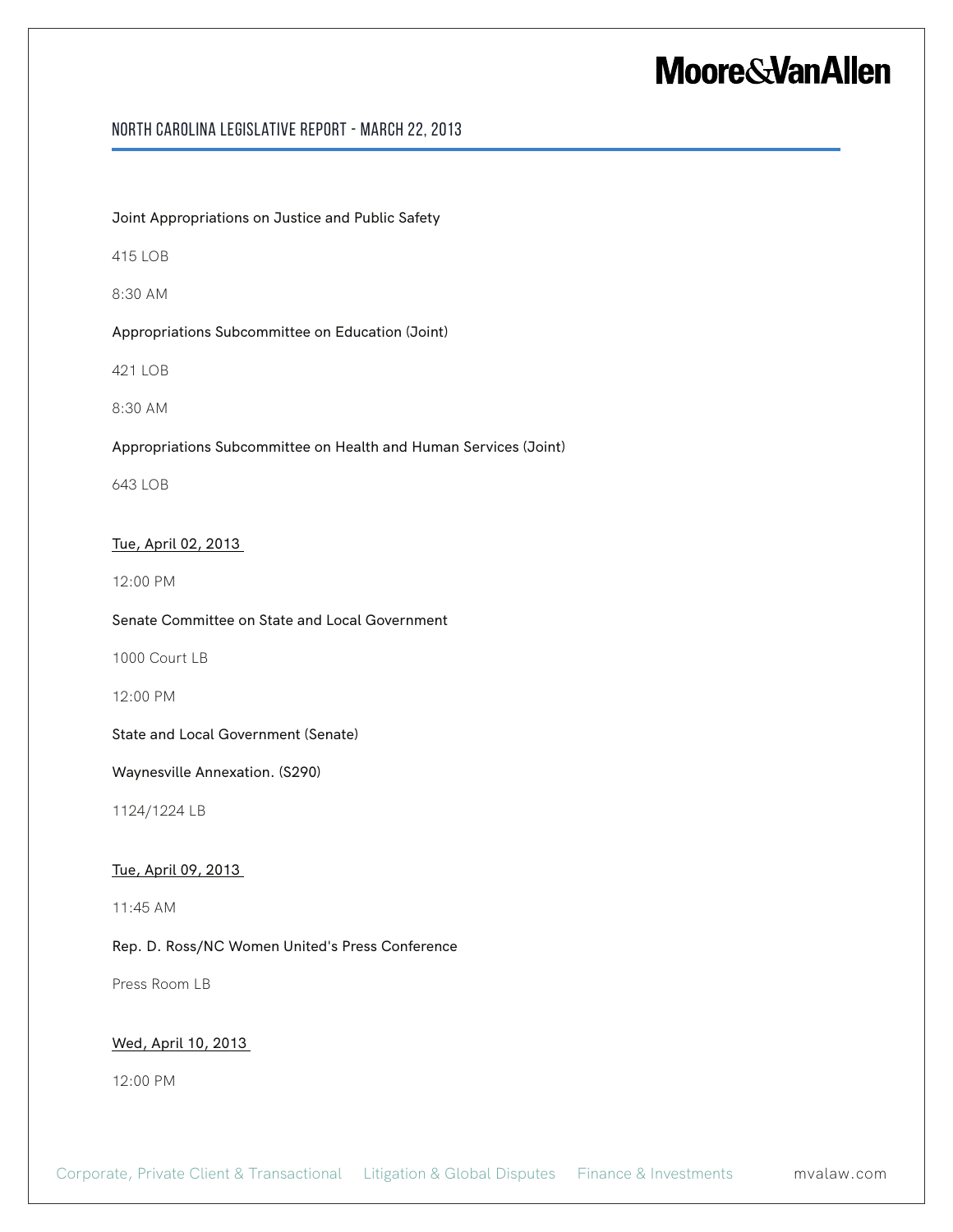Joint Appropriations on Justice and Public Safety

415 LOB

8:30 AM

Appropriations Subcommittee on Education (Joint)

421 LOB

8:30 AM

Appropriations Subcommittee on Health and Human Services (Joint)

643 LOB

Tue, April 02, 2013

12:00 PM

Senate Committee on State and Local Government

1000 Court LB

12:00 PM

State and Local Government (Senate)

Waynesville Annexation. (S290)

1124/1224 LB

Tue, April 09, 2013

11:45 AM

Rep. D. Ross/NC Women United's Press Conference

Press Room LB

Wed, April 10, 2013

12:00 PM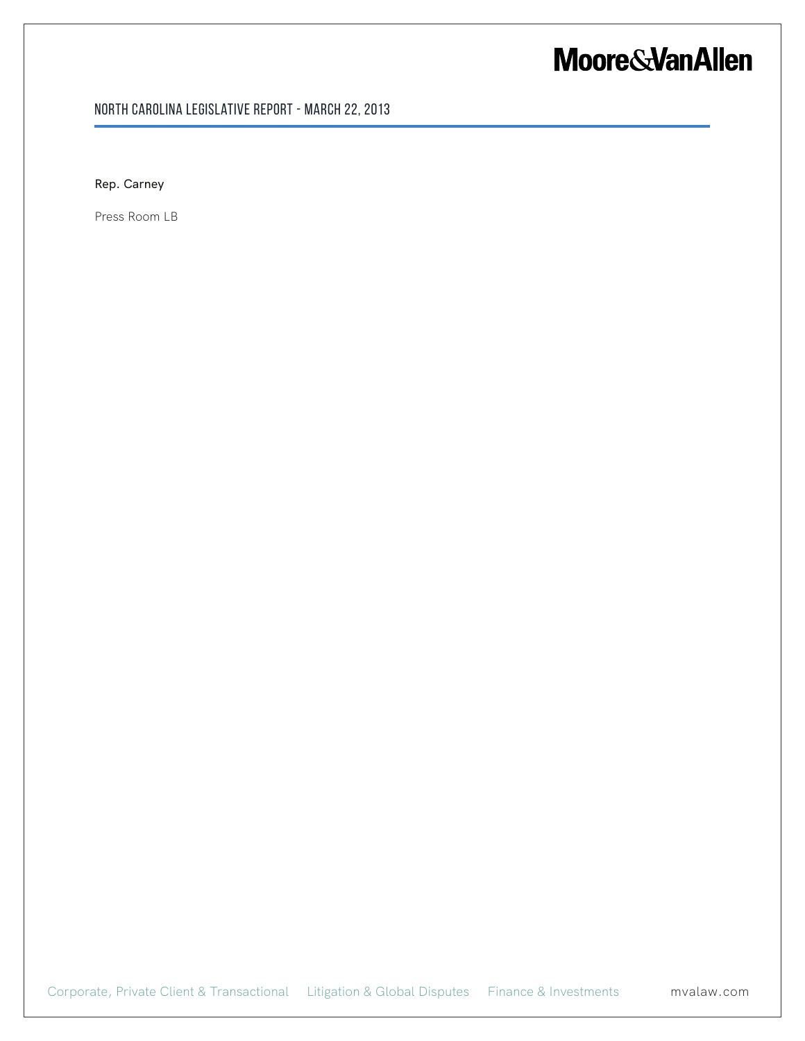Rep. Carney

Press Room LB